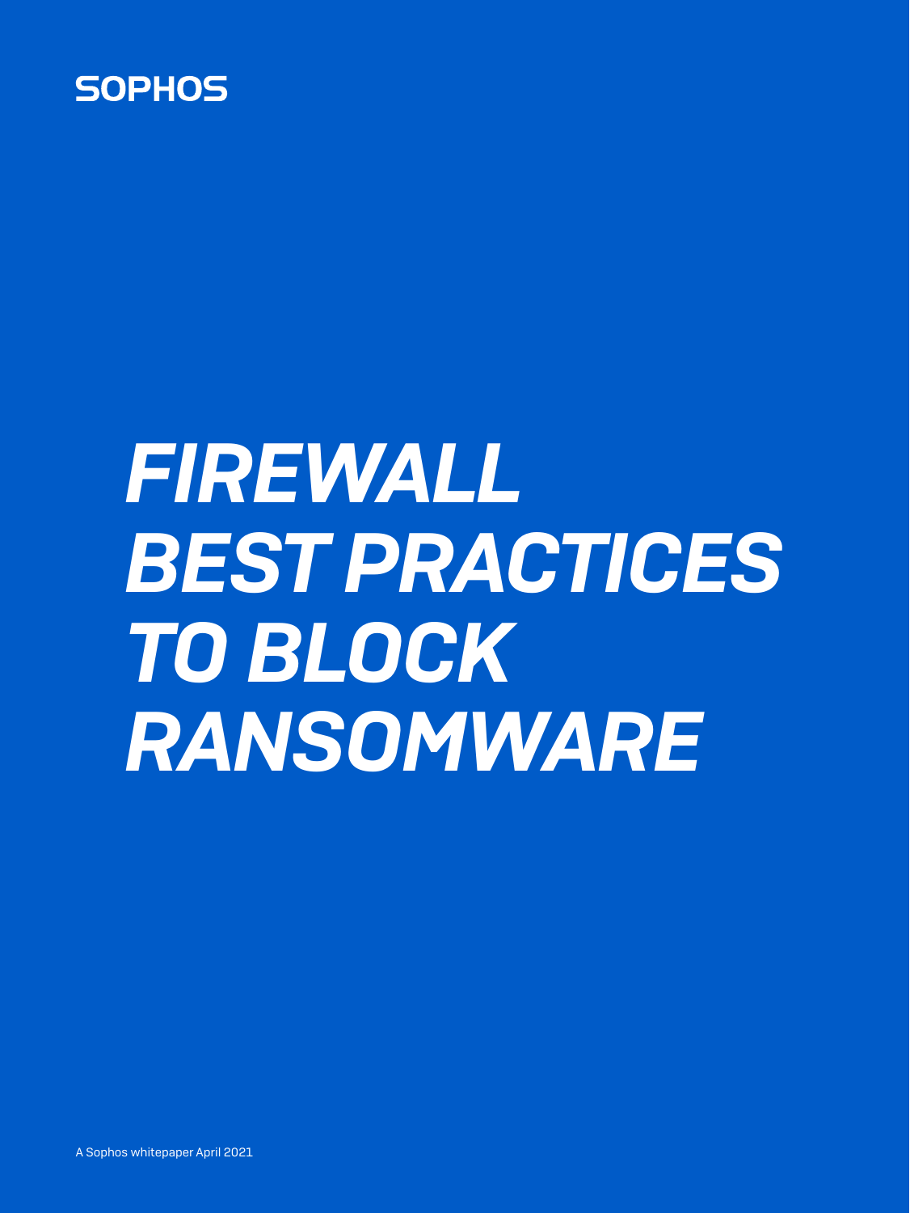SOPHOS

# *FIREWALL BEST PRACTICES TO BLOCK RANSOMWARE*

A Sophos whitepaper April 2021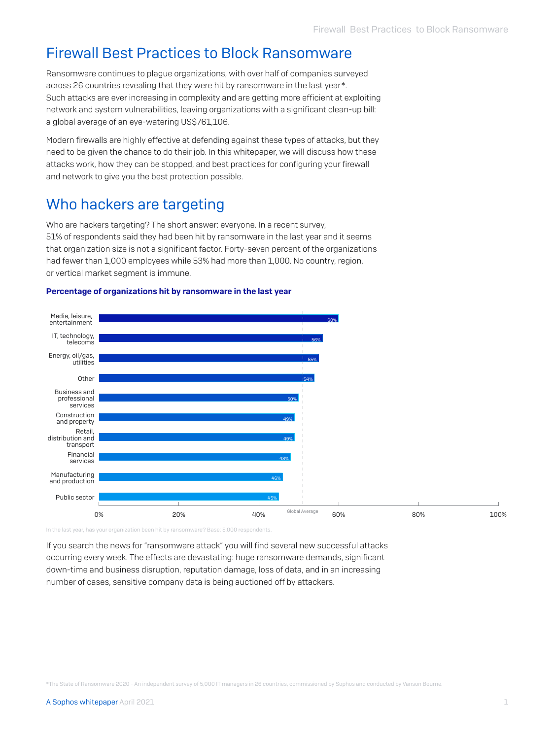# Firewall Best Practices to Block Ransomware

Ransomware continues to plague organizations, with over half of companies surveyed across 26 countries revealing that they were hit by ransomware in the last year*. Such attacks are ever increasing in complexity and are getting more efficient at exploiting network and system vulnerabilities, leaving organizations with a significant clean-up bill: a global average of an eye-watering US$761,106.

Modern firewalls are highly effective at defending against these types of attacks, but they need to be given the chance to do their job. In this whitepaper, we will discuss how these attacks work, how they can be stopped, and best practices for configuring your firewall and network to give you the best protection possible.

## Who hackers are targeting

Who are hackers targeting? The short answer: everyone. In a recent survey, 51% of respondents said they had been hit by ransomware in the last year and it seems that organization size is not a significant factor. Forty-seven percent of the organizations had fewer than 1,000 employees while 53% had more than 1,000. No country, region, or vertical market segment is immune.

**Percentage of organizations hit by ransomware in the last year**

| Sector | Percentage |
|---|---|
| Media, leisure, entertainment | 60% |
| IT, technology, telecoms | 56% |
| Energy, oil/gas, utilities | 55% |
| Other | 54% |
| Business and professional services | 50% |
| Construction and property | 49% |
| Retail, distribution and transport | 49% |
| Financial services | 48% |
| Manufacturing and production | 46% |
| Public sector | 45% |

Global Average

In the last year, has your organization been hit by ransomware? Base: 5,000 respondents.

If you search the news for "ransomware attack" you will find several new successful attacks occurring every week. The effects are devastating: huge ransomware demands, significant down-time and business disruption, reputation damage, loss of data, and in an increasing number of cases, sensitive company data is being auctioned off by attackers.

*The State of Ransomware 2020 - An independent survey of 5,000 IT managers in 26 countries, commissioned by Sophos and conducted by Vanson Bourne.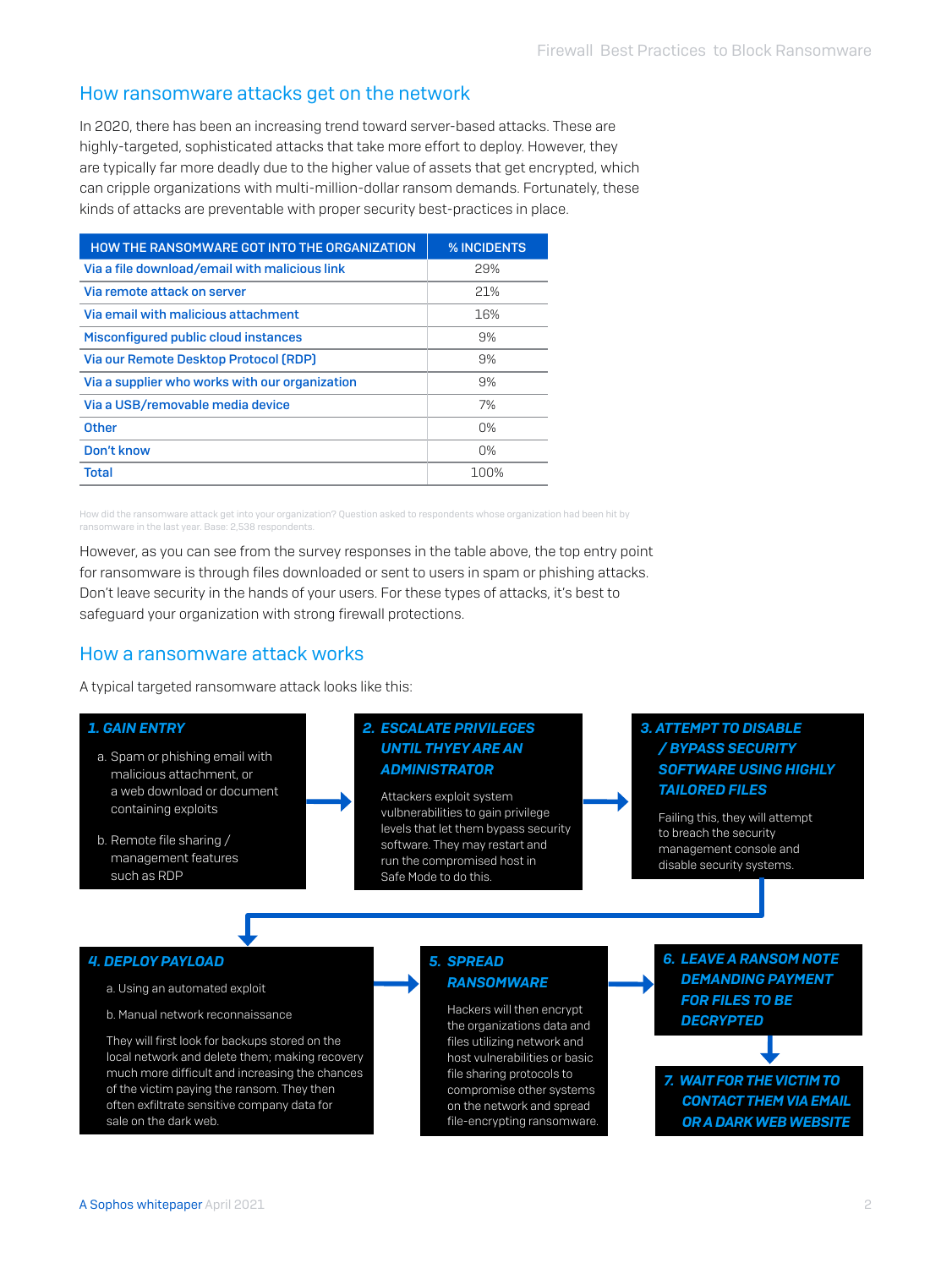## How ransomware attacks get on the network

In 2020, there has been an increasing trend toward server-based attacks. These are highly-targeted, sophisticated attacks that take more effort to deploy. However, they are typically far more deadly due to the higher value of assets that get encrypted, which can cripple organizations with multi-million-dollar ransom demands. Fortunately, these kinds of attacks are preventable with proper security best-practices in place.

| HOW THE RANSOMWARE GOT INTO THE ORGANIZATION | % INCIDENTS |
|---|---|
| Via a file download/email with malicious link | 29% |
| Via remote attack on server | 21% |
| Via email with malicious attachment | 16% |
| Misconfigured public cloud instances | 9% |
| Via our Remote Desktop Protocol (RDP) | 9% |
| Via a supplier who works with our organization | 9% |
| Via a USB/removable media device | 7% |
| Other | 0% |
| Don't know | 0% |
| Total | 100% |

How did the ransomware attack get into your organization? Question asked to respondents whose organization had been hit by ransomware in the last year. Base: 2,538 respondents.

However, as you can see from the survey responses in the table above, the top entry point for ransomware is through files downloaded or sent to users in spam or phishing attacks. Don't leave security in the hands of your users. For these types of attacks, it's best to safeguard your organization with strong firewall protections.

## How a ransomware attack works

A typical targeted ransomware attack looks like this:

***1. GAIN ENTRY***

a. Spam or phishing email with malicious attachment, or a web download or document containing exploits

b. Remote file sharing / management features such as RDP

***2. ESCALATE PRIVILEGES UNTIL THTEY ARE AN ADMINISTRATOR***

Attackers exploit system vulbnerabilities to gain privilege levels that let them bypass security software. They may restart and run the compromised host in Safe Mode to do this.

***3. ATTEMPT TO DISABLE / BYPASS SECURITY SOFTWARE USING HIGHLY TAILORED FILES***

Failing this, they will attempt to breach the security management console and disable security systems.

***4. DEPLOY PAYLOAD***

a. Using an automated exploit

b. Manual network reconnaissance

They will first look for backups stored on the local network and delete them; making recovery much more difficult and increasing the chances of the victim paying the ransom. They then often exfiltrate sensitive company data for sale on the dark web.

***5. SPREAD RANSOMWARE***

Hackers will then encrypt the organizations data and files utilizing network and host vulnerabilities or basic file sharing protocols to compromise other systems on the network and spread file-encrypting ransomware.

***6. LEAVE A RANSOM NOTE DEMANDING PAYMENT FOR FILES TO BE DECRYPTED***

***7. WAIT FOR THE VICTIM TO CONTACT THEM VIA EMAIL OR A DARK WEB WEBSITE***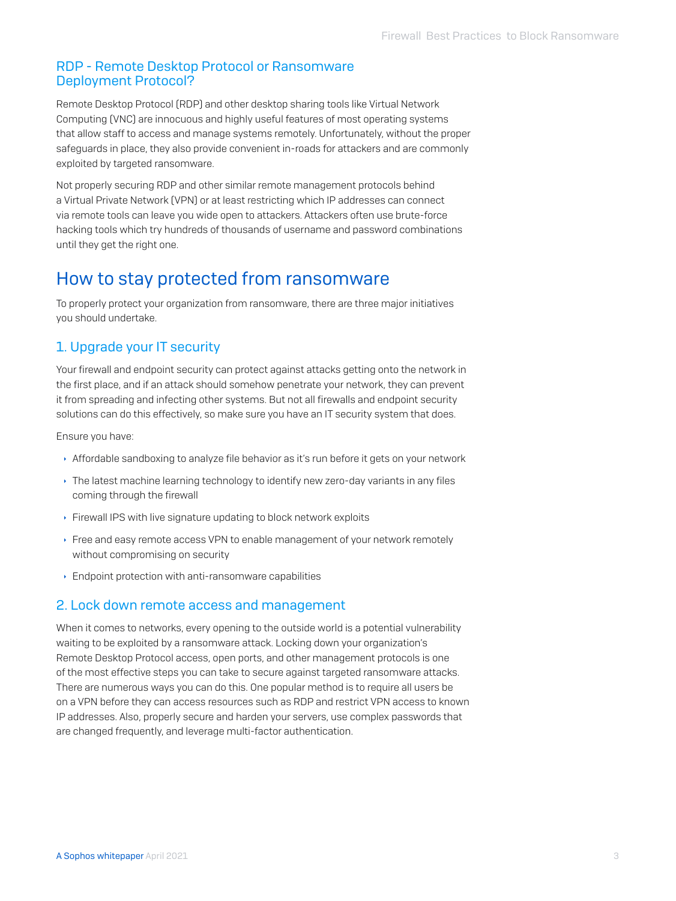## RDP - Remote Desktop Protocol or Ransomware Deployment Protocol?

Remote Desktop Protocol (RDP) and other desktop sharing tools like Virtual Network Computing (VNC) are innocuous and highly useful features of most operating systems that allow staff to access and manage systems remotely. Unfortunately, without the proper safeguards in place, they also provide convenient in-roads for attackers and are commonly exploited by targeted ransomware.

Not properly securing RDP and other similar remote management protocols behind a Virtual Private Network (VPN) or at least restricting which IP addresses can connect via remote tools can leave you wide open to attackers. Attackers often use brute-force hacking tools which try hundreds of thousands of username and password combinations until they get the right one.

# How to stay protected from ransomware

To properly protect your organization from ransomware, there are three major initiatives you should undertake.

## 1. Upgrade your IT security

Your firewall and endpoint security can protect against attacks getting onto the network in the first place, and if an attack should somehow penetrate your network, they can prevent it from spreading and infecting other systems. But not all firewalls and endpoint security solutions can do this effectively, so make sure you have an IT security system that does.

Ensure you have:

- Affordable sandboxing to analyze file behavior as it's run before it gets on your network
- The latest machine learning technology to identify new zero-day variants in any files coming through the firewall
- Firewall IPS with live signature updating to block network exploits
- Free and easy remote access VPN to enable management of your network remotely without compromising on security
- Endpoint protection with anti-ransomware capabilities

## 2. Lock down remote access and management

When it comes to networks, every opening to the outside world is a potential vulnerability waiting to be exploited by a ransomware attack. Locking down your organization's Remote Desktop Protocol access, open ports, and other management protocols is one of the most effective steps you can take to secure against targeted ransomware attacks. There are numerous ways you can do this. One popular method is to require all users be on a VPN before they can access resources such as RDP and restrict VPN access to known IP addresses. Also, properly secure and harden your servers, use complex passwords that are changed frequently, and leverage multi-factor authentication.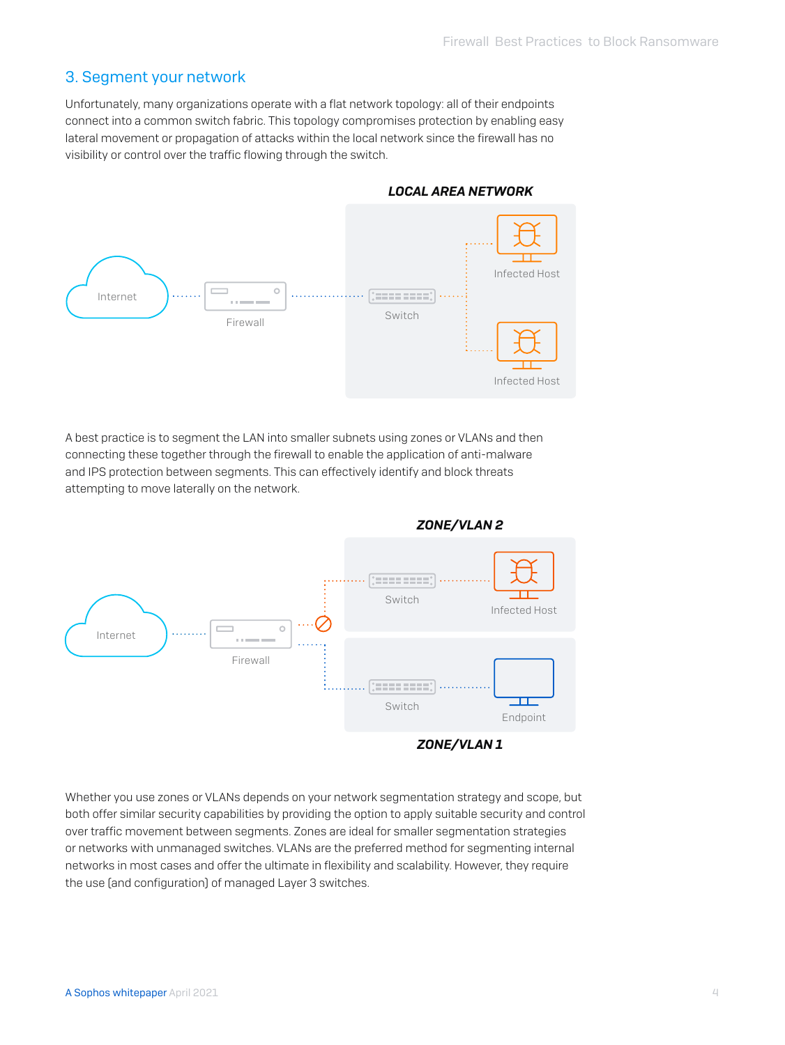## 3. Segment your network

Unfortunately, many organizations operate with a flat network topology: all of their endpoints connect into a common switch fabric. This topology compromises protection by enabling easy lateral movement or propagation of attacks within the local network since the firewall has no visibility or control over the traffic flowing through the switch.

A best practice is to segment the LAN into smaller subnets using zones or VLANs and then connecting these together through the firewall to enable the application of anti-malware and IPS protection between segments. This can effectively identify and block threats attempting to move laterally on the network.

Whether you use zones or VLANs depends on your network segmentation strategy and scope, but both offer similar security capabilities by providing the option to apply suitable security and control over traffic movement between segments. Zones are ideal for smaller segmentation strategies or networks with unmanaged switches. VLANs are the preferred method for segmenting internal networks in most cases and offer the ultimate in flexibility and scalability. However, they require the use (and configuration) of managed Layer 3 switches.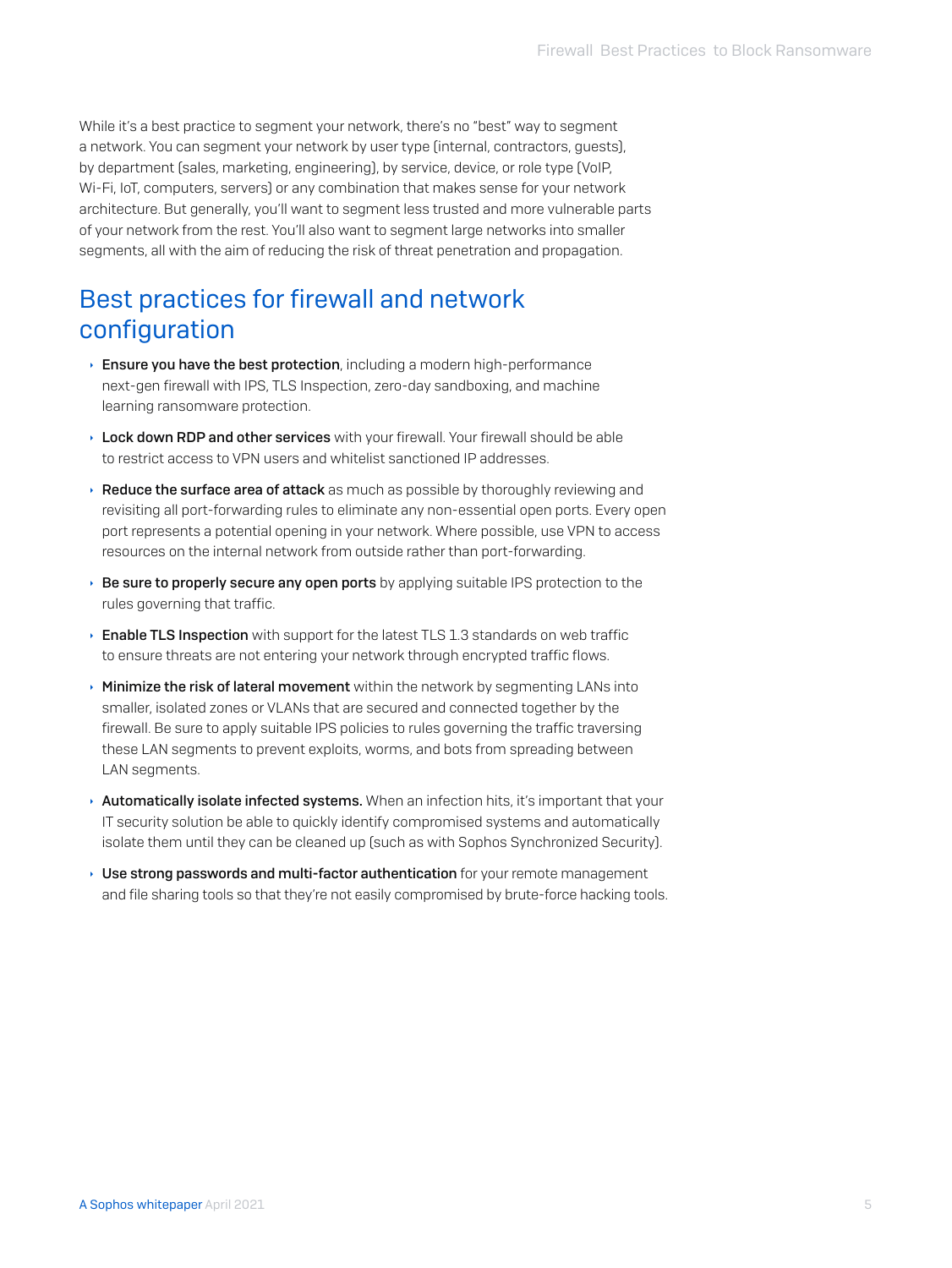While it's a best practice to segment your network, there's no "best" way to segment a network. You can segment your network by user type (internal, contractors, guests), by department (sales, marketing, engineering), by service, device, or role type (VoIP, Wi-Fi, IoT, computers, servers) or any combination that makes sense for your network architecture. But generally, you'll want to segment less trusted and more vulnerable parts of your network from the rest. You'll also want to segment large networks into smaller segments, all with the aim of reducing the risk of threat penetration and propagation.

## Best practices for firewall and network configuration

- **Ensure you have the best protection**, including a modern high-performance next-gen firewall with IPS, TLS Inspection, zero-day sandboxing, and machine learning ransomware protection.
- **Lock down RDP and other services** with your firewall. Your firewall should be able to restrict access to VPN users and whitelist sanctioned IP addresses.
- **Reduce the surface area of attack** as much as possible by thoroughly reviewing and revisiting all port-forwarding rules to eliminate any non-essential open ports. Every open port represents a potential opening in your network. Where possible, use VPN to access resources on the internal network from outside rather than port-forwarding.
- **Be sure to properly secure any open ports** by applying suitable IPS protection to the rules governing that traffic.
- **Enable TLS Inspection** with support for the latest TLS 1.3 standards on web traffic to ensure threats are not entering your network through encrypted traffic flows.
- **Minimize the risk of lateral movement** within the network by segmenting LANs into smaller, isolated zones or VLANs that are secured and connected together by the firewall. Be sure to apply suitable IPS policies to rules governing the traffic traversing these LAN segments to prevent exploits, worms, and bots from spreading between LAN segments.
- **Automatically isolate infected systems.** When an infection hits, it's important that your IT security solution be able to quickly identify compromised systems and automatically isolate them until they can be cleaned up (such as with Sophos Synchronized Security).
- **Use strong passwords and multi-factor authentication** for your remote management and file sharing tools so that they're not easily compromised by brute-force hacking tools.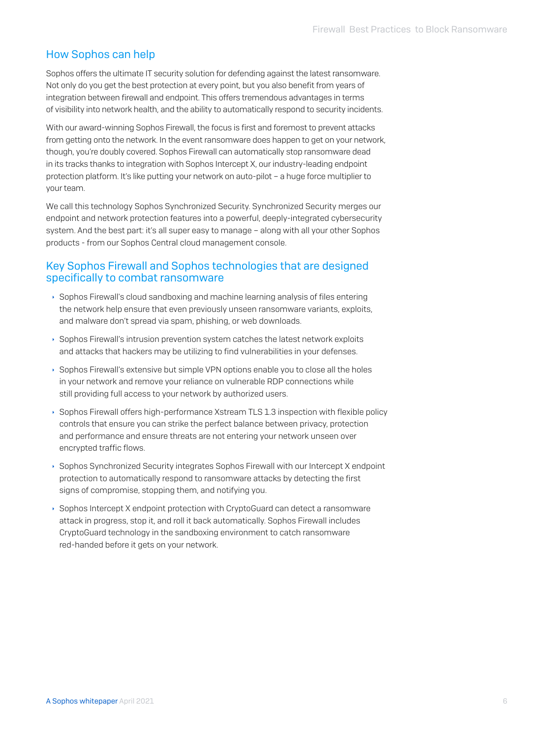## How Sophos can help

Sophos offers the ultimate IT security solution for defending against the latest ransomware. Not only do you get the best protection at every point, but you also benefit from years of integration between firewall and endpoint. This offers tremendous advantages in terms of visibility into network health, and the ability to automatically respond to security incidents.

With our award-winning Sophos Firewall, the focus is first and foremost to prevent attacks from getting onto the network. In the event ransomware does happen to get on your network, though, you're doubly covered. Sophos Firewall can automatically stop ransomware dead in its tracks thanks to integration with Sophos Intercept X, our industry-leading endpoint protection platform. It's like putting your network on auto-pilot – a huge force multiplier to your team.

We call this technology Sophos Synchronized Security. Synchronized Security merges our endpoint and network protection features into a powerful, deeply-integrated cybersecurity system. And the best part: it's all super easy to manage – along with all your other Sophos products - from our Sophos Central cloud management console.

## Key Sophos Firewall and Sophos technologies that are designed specifically to combat ransomware

- Sophos Firewall's cloud sandboxing and machine learning analysis of files entering the network help ensure that even previously unseen ransomware variants, exploits, and malware don't spread via spam, phishing, or web downloads.
- Sophos Firewall's intrusion prevention system catches the latest network exploits and attacks that hackers may be utilizing to find vulnerabilities in your defenses.
- Sophos Firewall's extensive but simple VPN options enable you to close all the holes in your network and remove your reliance on vulnerable RDP connections while still providing full access to your network by authorized users.
- Sophos Firewall offers high-performance Xstream TLS 1.3 inspection with flexible policy controls that ensure you can strike the perfect balance between privacy, protection and performance and ensure threats are not entering your network unseen over encrypted traffic flows.
- Sophos Synchronized Security integrates Sophos Firewall with our Intercept X endpoint protection to automatically respond to ransomware attacks by detecting the first signs of compromise, stopping them, and notifying you.
- Sophos Intercept X endpoint protection with CryptoGuard can detect a ransomware attack in progress, stop it, and roll it back automatically. Sophos Firewall includes CryptoGuard technology in the sandboxing environment to catch ransomware red-handed before it gets on your network.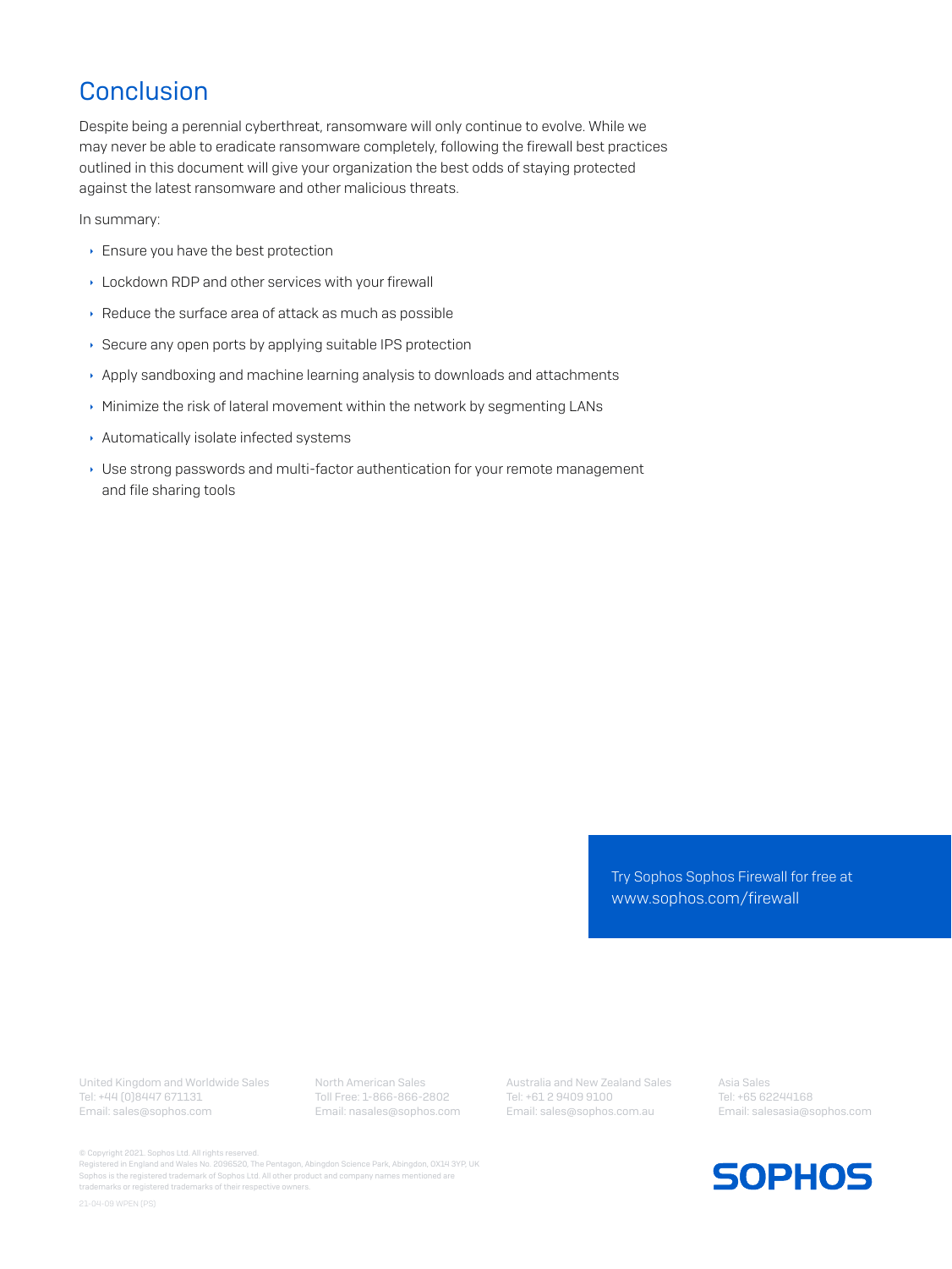## Conclusion

Despite being a perennial cyberthreat, ransomware will only continue to evolve. While we may never be able to eradicate ransomware completely, following the firewall best practices outlined in this document will give your organization the best odds of staying protected against the latest ransomware and other malicious threats.

In summary:

- Ensure you have the best protection
- Lockdown RDP and other services with your firewall
- Reduce the surface area of attack as much as possible
- Secure any open ports by applying suitable IPS protection
- Apply sandboxing and machine learning analysis to downloads and attachments
- Minimize the risk of lateral movement within the network by segmenting LANs
- Automatically isolate infected systems
- Use strong passwords and multi-factor authentication for your remote management and file sharing tools

Try Sophos Sophos Firewall for free at
www.sophos.com/firewall

United Kingdom and Worldwide Sales
Tel: +44 (0)8447 671131
Email: sales@sophos.com

North American Sales
Toll Free: 1-866-866-2802
Email: nasales@sophos.com

Australia and New Zealand Sales
Tel: +61 2 9409 9100
Email: sales@sophos.com.au

Asia Sales
Tel: +65 62244168
Email: salesasia@sophos.com

© Copyright 2021. Sophos Ltd. All rights reserved.
Registered in England and Wales No. 2096520, The Pentagon, Abingdon Science Park, Abingdon, OX14 3YP, UK
Sophos is the registered trademark of Sophos Ltd. All other product and company names mentioned are trademarks or registered trademarks of their respective owners.

21-04-09 WPEN (PS)

SOPHOS